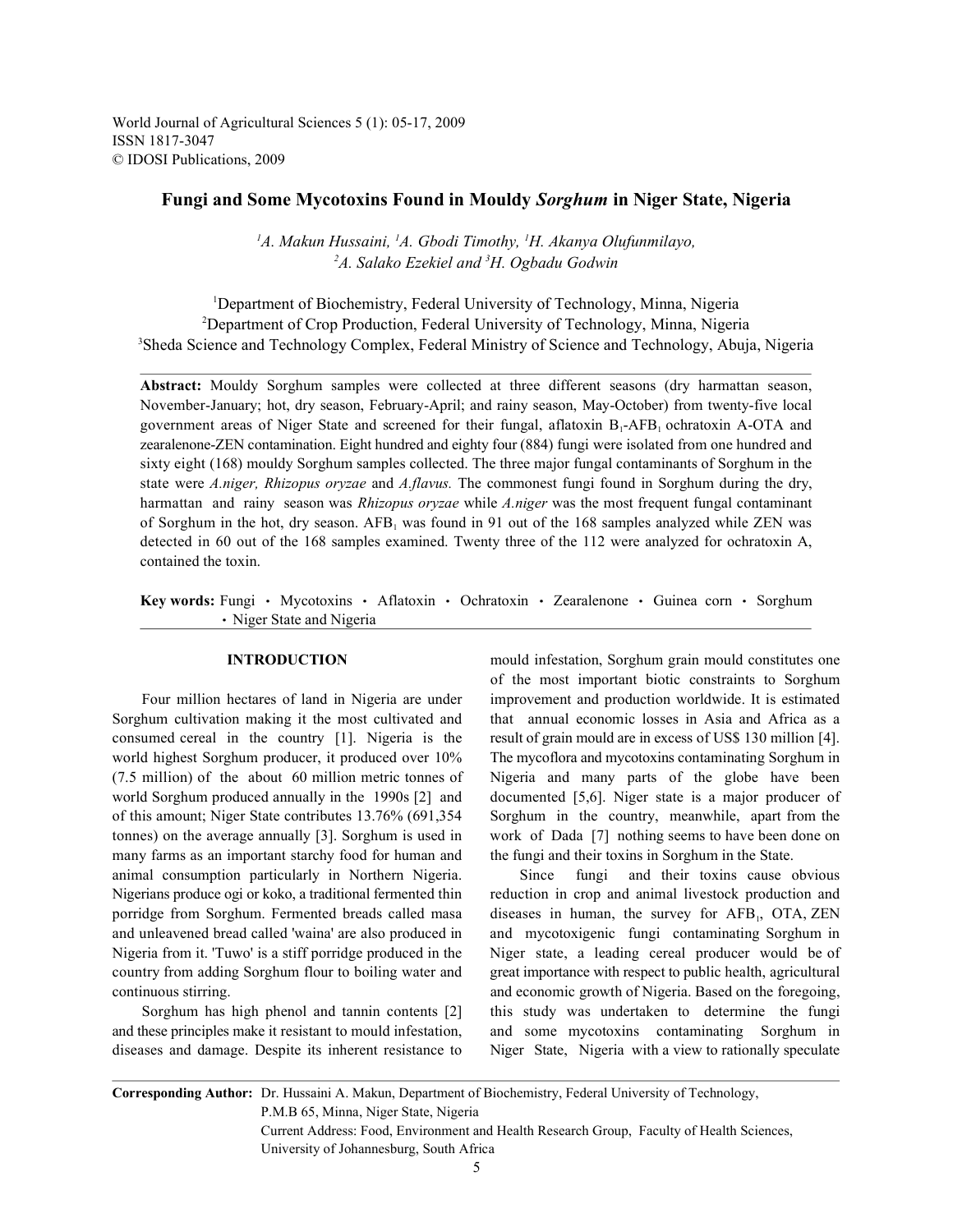World Journal of Agricultural Sciences 5 (1): 05-17, 2009
ISSN 1817-3047
© IDOSI Publications, 2009

# Fungi and Some Mycotoxins Found in Mouldy *Sorghum* in Niger State, Nigeria

[1]A. Makun Hussaini, [1]A. Gbodi Timothy, [1]H. Akanya Olufunmilayo, [2]A. Salako Ezekiel and [3]H. Ogbadu Godwin

[1]Department of Biochemistry, Federal University of Technology, Minna, Nigeria
[2]Department of Crop Production, Federal University of Technology, Minna, Nigeria
[3]Sheda Science and Technology Complex, Federal Ministry of Science and Technology, Abuja, Nigeria

**Abstract:** Mouldy Sorghum samples were collected at three different seasons (dry harmattan season, November-January; hot, dry season, February-April; and rainy season, May-October) from twenty-five local government areas of Niger State and screened for their fungal, aflatoxin $B_1$-$AFB_1$ ochratoxin A-OTA and zearalenone-ZEN contamination. Eight hundred and eighty four (884) fungi were isolated from one hundred and sixty eight (168) mouldy Sorghum samples collected. The three major fungal contaminants of Sorghum in the state were *A.niger, Rhizopus oryzae* and *A.flavus.* The commonest fungi found in Sorghum during the dry, harmattan and rainy season was *Rhizopus oryzae* while *A.niger* was the most frequent fungal contaminant of Sorghum in the hot, dry season. $AFB_1$ was found in 91 out of the 168 samples analyzed while ZEN was detected in 60 out of the 168 samples examined. Twenty three of the 112 were analyzed for ochratoxin A, contained the toxin.

**Key words:** Fungi • Mycotoxins • Aflatoxin • Ochratoxin • Zearalenone • Guinea corn • Sorghum • Niger State and Nigeria

## INTRODUCTION

Four million hectares of land in Nigeria are under Sorghum cultivation making it the most cultivated and consumed cereal in the country [1]. Nigeria is the world highest Sorghum producer, it produced over 10% (7.5 million) of the about 60 million metric tonnes of world Sorghum produced annually in the 1990s [2] and of this amount; Niger State contributes 13.76% (691,354 tonnes) on the average annually [3]. Sorghum is used in many farms as an important starchy food for human and animal consumption particularly in Northern Nigeria. Nigerians produce ogi or koko, a traditional fermented thin porridge from Sorghum. Fermented breads called masa and unleavened bread called 'waina' are also produced in Nigeria from it. 'Tuwo' is a stiff porridge produced in the country from adding Sorghum flour to boiling water and continuous stirring.

Sorghum has high phenol and tannin contents [2] and these principles make it resistant to mould infestation, diseases and damage. Despite its inherent resistance to mould infestation, Sorghum grain mould constitutes one of the most important biotic constraints to Sorghum improvement and production worldwide. It is estimated that annual economic losses in Asia and Africa as a result of grain mould are in excess of US$ 130 million [4]. The mycoflora and mycotoxins contaminating Sorghum in Nigeria and many parts of the globe have been documented [5,6]. Niger state is a major producer of Sorghum in the country, meanwhile, apart from the work of Dada [7] nothing seems to have been done on the fungi and their toxins in Sorghum in the State.

Since fungi and their toxins cause obvious reduction in crop and animal livestock production and diseases in human, the survey for $AFB_1$, OTA, ZEN and mycotoxigenic fungi contaminating Sorghum in Niger state, a leading cereal producer would be of great importance with respect to public health, agricultural and economic growth of Nigeria. Based on the foregoing, this study was undertaken to determine the fungi and some mycotoxins contaminating Sorghum in Niger State, Nigeria with a view to rationally speculate

**Corresponding Author:** Dr. Hussaini A. Makun, Department of Biochemistry, Federal University of Technology, P.M.B 65, Minna, Niger State, Nigeria
Current Address: Food, Environment and Health Research Group, Faculty of Health Sciences, University of Johannesburg, South Africa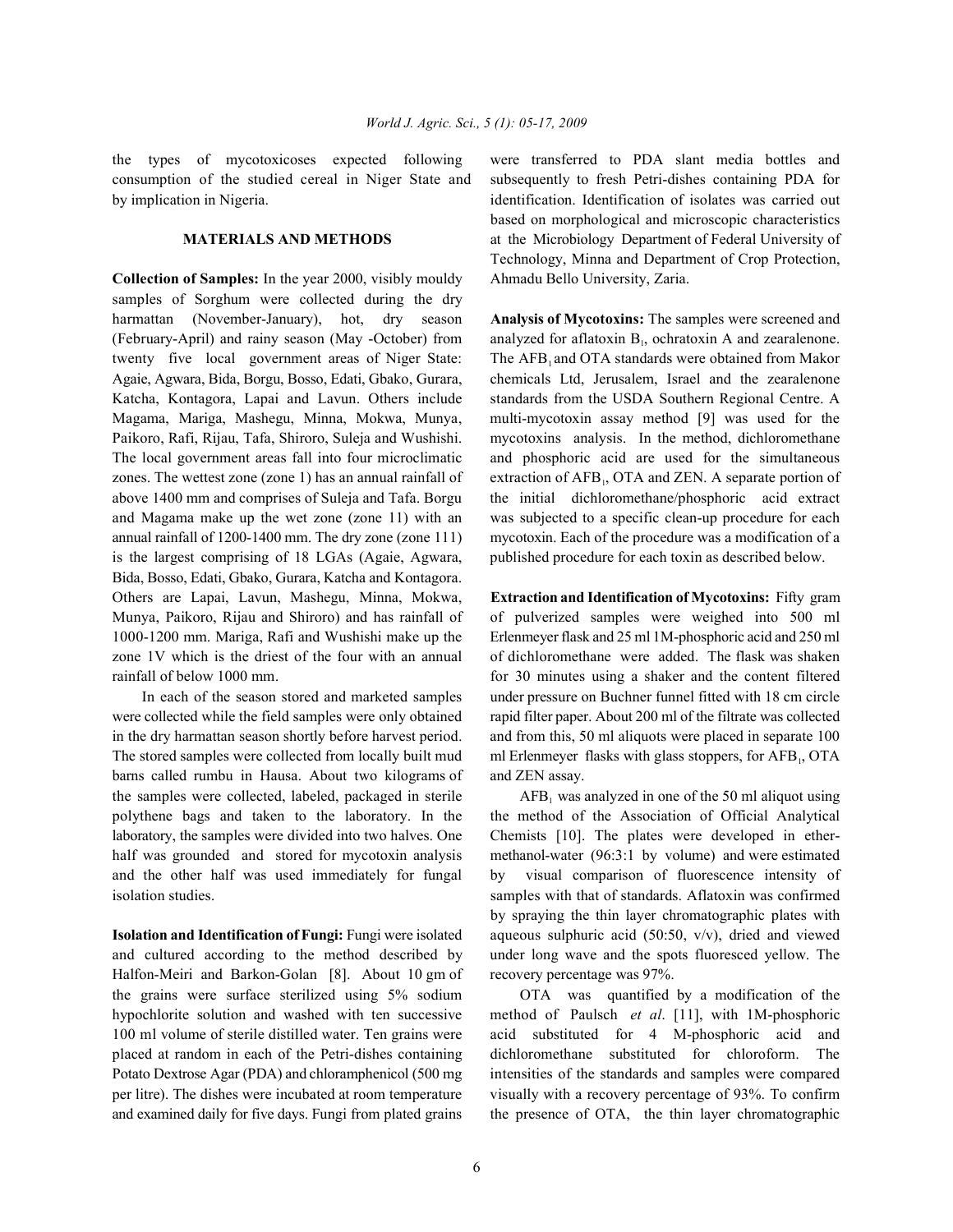the types of mycotoxicoses expected following consumption of the studied cereal in Niger State and by implication in Nigeria.

## MATERIALS AND METHODS

**Collection of Samples:** In the year 2000, visibly mouldy samples of Sorghum were collected during the dry harmattan (November-January), hot, dry season (February-April) and rainy season (May -October) from twenty five local government areas of Niger State: Agaie, Agwara, Bida, Borgu, Bosso, Edati, Gbako, Gurara, Katcha, Kontagora, Lapai and Lavun. Others include Magama, Mariga, Mashegu, Minna, Mokwa, Munya, Paikoro, Rafi, Rijau, Tafa, Shiroro, Suleja and Wushishi. The local government areas fall into four microclimatic zones. The wettest zone (zone 1) has an annual rainfall of above 1400 mm and comprises of Suleja and Tafa. Borgu and Magama make up the wet zone (zone 11) with an annual rainfall of 1200-1400 mm. The dry zone (zone 111) is the largest comprising of 18 LGAs (Agaie, Agwara, Bida, Bosso, Edati, Gbako, Gurara, Katcha and Kontagora. Others are Lapai, Lavun, Mashegu, Minna, Mokwa, Munya, Paikoro, Rijau and Shiroro) and has rainfall of 1000-1200 mm. Mariga, Rafi and Wushishi make up the zone 1V which is the driest of the four with an annual rainfall of below 1000 mm.

In each of the season stored and marketed samples were collected while the field samples were only obtained in the dry harmattan season shortly before harvest period. The stored samples were collected from locally built mud barns called rumbu in Hausa. About two kilograms of the samples were collected, labeled, packaged in sterile polythene bags and taken to the laboratory. In the laboratory, the samples were divided into two halves. One half was grounded and stored for mycotoxin analysis and the other half was used immediately for fungal isolation studies.

**Isolation and Identification of Fungi:** Fungi were isolated and cultured according to the method described by Halfon-Meiri and Barkon-Golan [8]. About 10 gm of the grains were surface sterilized using 5% sodium hypochlorite solution and washed with ten successive 100 ml volume of sterile distilled water. Ten grains were placed at random in each of the Petri-dishes containing Potato Dextrose Agar (PDA) and chloramphenicol (500 mg per litre). The dishes were incubated at room temperature and examined daily for five days. Fungi from plated grains were transferred to PDA slant media bottles and subsequently to fresh Petri-dishes containing PDA for identification. Identification of isolates was carried out based on morphological and microscopic characteristics at the Microbiology Department of Federal University of Technology, Minna and Department of Crop Protection, Ahmadu Bello University, Zaria.

**Analysis of Mycotoxins:** The samples were screened and analyzed for aflatoxin $B_1$, ochratoxin A and zearalenone. The $AFB_1$ and OTA standards were obtained from Makor chemicals Ltd, Jerusalem, Israel and the zearalenone standards from the USDA Southern Regional Centre. A multi-mycotoxin assay method [9] was used for the mycotoxins analysis. In the method, dichloromethane and phosphoric acid are used for the simultaneous extraction of $AFB_1$, OTA and ZEN. A separate portion of the initial dichloromethane/phosphoric acid extract was subjected to a specific clean-up procedure for each mycotoxin. Each of the procedure was a modification of a published procedure for each toxin as described below.

**Extraction and Identification of Mycotoxins:** Fifty gram of pulverized samples were weighed into 500 ml Erlenmeyer flask and 25 ml 1M-phosphoric acid and 250 ml of dichloromethane were added. The flask was shaken for 30 minutes using a shaker and the content filtered under pressure on Buchner funnel fitted with 18 cm circle rapid filter paper. About 200 ml of the filtrate was collected and from this, 50 ml aliquots were placed in separate 100 ml Erlenmeyer flasks with glass stoppers, for $AFB_1$, OTA and ZEN assay.

$AFB_1$ was analyzed in one of the 50 ml aliquot using the method of the Association of Official Analytical Chemists [10]. The plates were developed in ether-methanol-water (96:3:1 by volume) and were estimated by visual comparison of fluorescence intensity of samples with that of standards. Aflatoxin was confirmed by spraying the thin layer chromatographic plates with aqueous sulphuric acid (50:50, v/v), dried and viewed under long wave and the spots fluoresced yellow. The recovery percentage was 97%.

OTA was quantified by a modification of the method of Paulsch *et al*. [11], with 1M-phosphoric acid substituted for 4 M-phosphoric acid and dichloromethane substituted for chloroform. The intensities of the standards and samples were compared visually with a recovery percentage of 93%. To confirm the presence of OTA, the thin layer chromatographic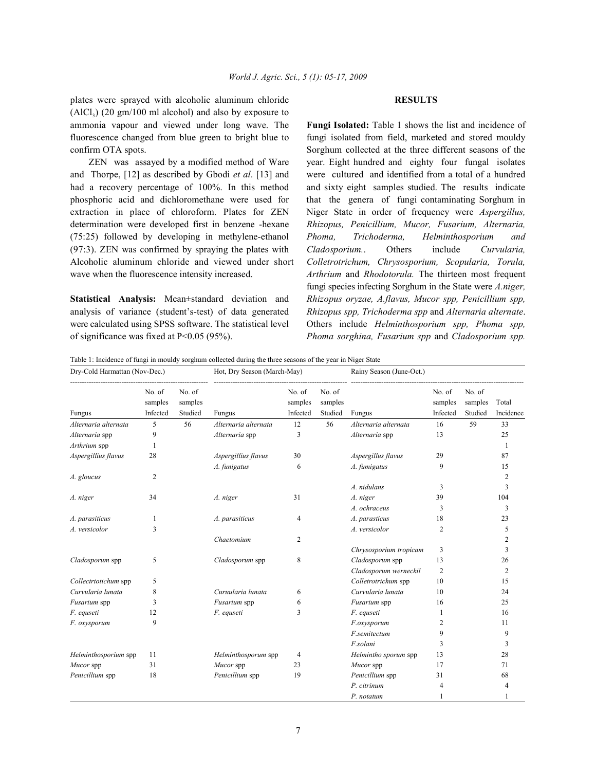plates were sprayed with alcoholic aluminum chloride ($AlCl_3$) (20 gm/100 ml alcohol) and also by exposure to ammonia vapour and viewed under long wave. The fluorescence changed from blue green to bright blue to confirm OTA spots.

ZEN was assayed by a modified method of Ware and Thorpe, [12] as described by Gbodi *et al*. [13] and had a recovery percentage of 100%. In this method phosphoric acid and dichloromethane were used for extraction in place of chloroform. Plates for ZEN determination were developed first in benzene -hexane (75:25) followed by developing in methylene-ethanol (97:3). ZEN was confirmed by spraying the plates with Alcoholic aluminum chloride and viewed under short wave when the fluorescence intensity increased.

**Statistical Analysis:** Mean±standard deviation and analysis of variance (student's-test) of data generated were calculated using SPSS software. The statistical level of significance was fixed at P<0.05 (95%).

## RESULTS

**Fungi Isolated:** Table 1 shows the list and incidence of fungi isolated from field, marketed and stored mouldy Sorghum collected at the three different seasons of the year. Eight hundred and eighty four fungal isolates were cultured and identified from a total of a hundred and sixty eight samples studied. The results indicate that the genera of fungi contaminating Sorghum in Niger State in order of frequency were *Aspergillus, Rhizopus, Penicillium, Mucor, Fusarium, Alternaria, Phoma, Trichoderma, Helminthosporium and Cladosporium.*. Others include *Curvularia, Colletrotrichum, Chrysosporium, Scopularia, Torula, Arthrium* and *Rhodotorula.* The thirteen most frequent fungi species infecting Sorghum in the State were *A.niger, Rhizopus oryzae, A.flavus, Mucor spp, Penicillium spp, Rhizopus spp, Trichoderma spp* and *Alternaria alternate*. Others include *Helminthosporium spp, Phoma spp, Phoma sorghina, Fusarium spp* and *Cladosporium spp.*

Table 1: Incidence of fungi in mouldy sorghum collected during the three seasons of the year in Niger State

| Dry-Cold Harmattan (Nov-Dec.) | | | Hot, Dry Season (March-May) | | | Rainy Season (June-Oct.) | | | |
|---|---|---|---|---|---|---|---|---|---|
| Fungus | No. of samples Infected | No. of samples Studied | Fungus | No. of samples Infected | No. of samples Studied | Fungus | No. of samples Infected | No. of samples Studied | Total Incidence |
| *Alternaria alternata* | 5 | 56 | *Alternaria alternata* | 12 | 56 | *Alternaria alternata* | 16 | 59 | 33 |
| *Alternaria* spp | 9 | | *Alternaria* spp | 3 | | *Alternaria* spp | 13 | | 25 |
| *Arthrium* spp | 1 | | | | | | | | 1 |
| *Aspergillius flavus* | 28 | | *Aspergillius flavus* | 30 | | *Aspergillus flavus* | 29 | | 87 |
| | | | *A. funigatus* | 6 | | *A. fumigatus* | 9 | | 15 |
| *A. gloucus* | 2 | | | | | | | | 2 |
| | | | | | | *A. nidulans* | 3 | | 3 |
| *A. niger* | 34 | | *A. niger* | 31 | | *A. niger* | 39 | | 104 |
| | | | | | | *A. ochraceus* | 3 | | 3 |
| *A. parasiticus* | 1 | | *A. parasiticus* | 4 | | *A. parasticus* | 18 | | 23 |
| *A. versicolor* | 3 | | | | | *A. versicolor* | 2 | | 5 |
| | | | *Chaetomium* | 2 | | | | | 2 |
| | | | | | | *Chrysosporium tropicam* | 3 | | 3 |
| *Cladosporum* spp | 5 | | *Cladosporum* spp | 8 | | *Cladosporum* spp | 13 | | 26 |
| | | | | | | *Cladosporum werneckil* | 2 | | 2 |
| *Collectrtotichum* spp | 5 | | | | | *Colletrotrichum* spp | 10 | | 15 |
| *Curvularia lunata* | 8 | | *Curuularia lunata* | 6 | | *Curvularia lunata* | 10 | | 24 |
| *Fusarium* spp | 3 | | *Fusarium* spp | 6 | | *Fusarium* spp | 16 | | 25 |
| *F. equseti* | 12 | | *F. equseti* | 3 | | *F. equseti* | 1 | | 16 |
| *F. oxysporum* | 9 | | | | | *F.oxysporum* | 2 | | 11 |
| | | | | | | *F.semitectum* | 9 | | 9 |
| | | | | | | *F.solani* | 3 | | 3 |
| *Helminthosporium* spp | 11 | | *Helminthosporum* spp | 4 | | *Helmintho sporum* spp | 13 | | 28 |
| *Mucor* spp | 31 | | *Mucor* spp | 23 | | *Mucor* spp | 17 | | 71 |
| *Penicillium* spp | 18 | | *Penicillium* spp | 19 | | *Penicillium* spp | 31 | | 68 |
| | | | | | | *P. citrinum* | 4 | | 4 |
| | | | | | | *P. notatum* | 1 | | 1 |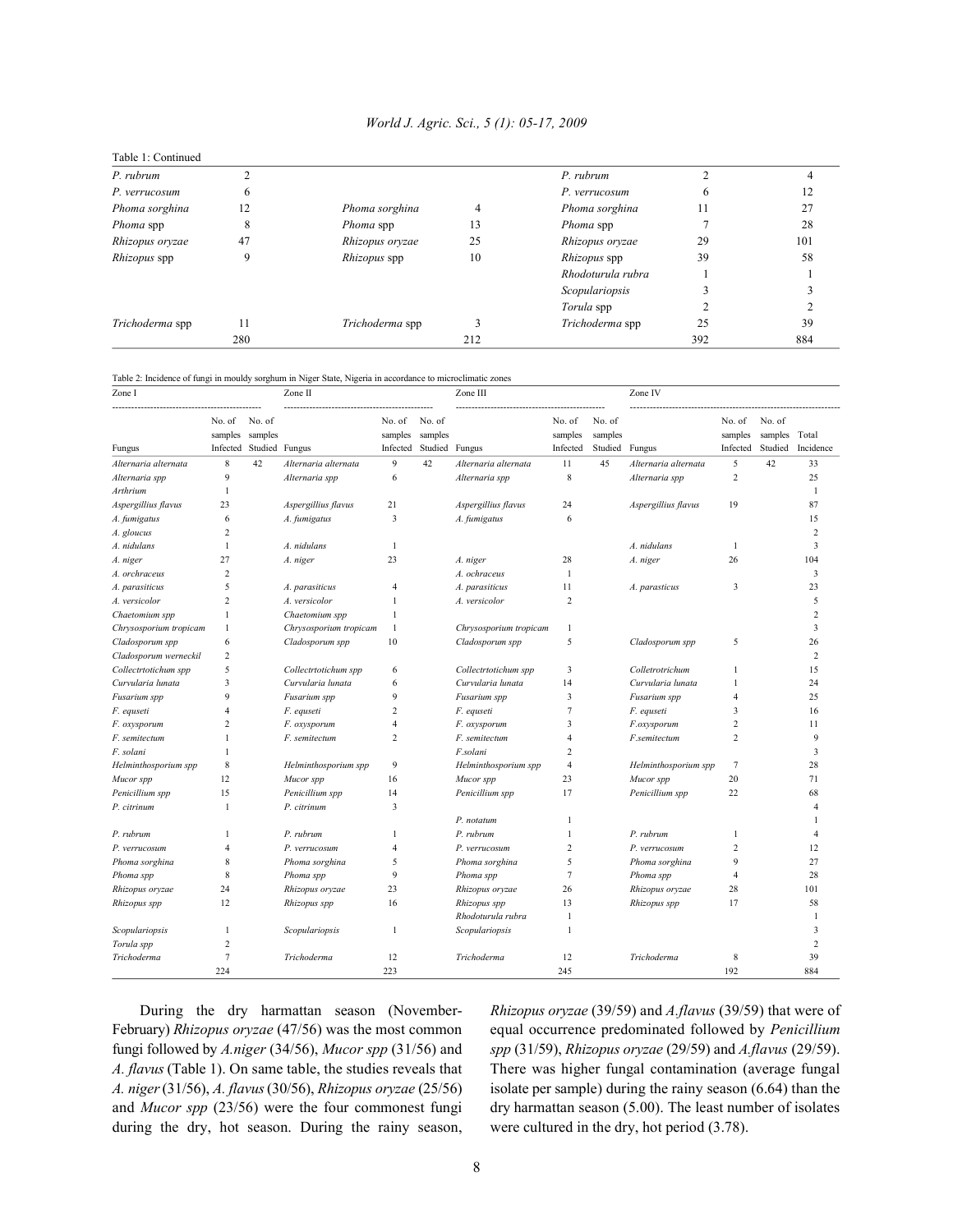Table 1: Continued

| | | | | | | |
|---|---|---|---|---|---|---|
| *P. rubrum* | 2 | | | *P. rubrum* | 2 | 4 |
| *P. verrucosum* | 6 | | | *P. verrucosum* | 6 | 12 |
| *Phoma sorghina* | 12 | *Phoma sorghina* | 4 | *Phoma sorghina* | 11 | 27 |
| *Phoma* spp | 8 | *Phoma* spp | 13 | *Phoma* spp | 7 | 28 |
| *Rhizopus oryzae* | 47 | *Rhizopus oryzae* | 25 | *Rhizopus oryzae* | 29 | 101 |
| *Rhizopus* spp | 9 | *Rhizopus* spp | 10 | *Rhizopus* spp | 39 | 58 |
| | | | | *Rhodoturula rubra* | 1 | 1 |
| | | | | *Scopulariopsis* | 3 | 3 |
| | | | | *Torula* spp | 2 | 2 |
| *Trichoderma* spp | 11 | *Trichoderma* spp | 3 | *Trichoderma* spp | 25 | 39 |
| | 280 | | 212 | | 392 | 884 |

Table 2: Incidence of fungi in mouldy sorghum in Niger State, Nigeria in accordance to microclimatic zones

| Zone I | | | Zone II | | | Zone III | | | Zone IV | | | |
|---|---|---|---|---|---|---|---|---|---|---|---|---|
| Fungus | No. of samples Infected | No. of samples Studied | Fungus | No. of samples Infected | No. of samples Studied | Fungus | No. of samples Infected | No. of samples Studied | Fungus | No. of samples Infected | No. of samples Studied | Total Incidence |
| *Alternaria alternata* | 8 | 42 | *Alternaria alternata* | 9 | 42 | *Alternaria alternata* | 11 | 45 | *Alternaria alternata* | 5 | 42 | 33 |
| *Alternaria spp* | 9 | | *Alternaria spp* | 6 | | *Alternaria spp* | 8 | | *Alternaria spp* | 2 | | 25 |
| *Arthrium* | 1 | | | | | | | | | | | 1 |
| *Aspergillius flavus* | 23 | | *Aspergillius flavus* | 21 | | *Aspergillius flavus* | 24 | | *Aspergillius flavus* | 19 | | 87 |
| *A. fumigatus* | 6 | | *A. fumigatus* | 3 | | *A. fumigatus* | 6 | | | | | 15 |
| *A. gloucus* | 2 | | | | | | | | | | | 2 |
| *A. nidulans* | 1 | | *A. nidulans* | 1 | | | | | *A. nidulans* | 1 | | 3 |
| *A. niger* | 27 | | *A. niger* | 23 | | *A. niger* | 28 | | *A. niger* | 26 | | 104 |
| *A. orchraceus* | 2 | | | | | *A. ochraceus* | 1 | | | | | 3 |
| *A. parasiticus* | 5 | | *A. parasiticus* | 4 | | *A. parasiticus* | 11 | | *A. parasticus* | 3 | | 23 |
| *A. versicolor* | 2 | | *A. versicolor* | 1 | | *A. versicolor* | 2 | | | | | 5 |
| *Chaetomium spp* | 1 | | *Chaetomium spp* | 1 | | | | | | | | 2 |
| *Chrysosporium tropicam* | 1 | | *Chrysosporium tropicam* | 1 | | *Chrysosporium tropicam* | 1 | | | | | 3 |
| *Cladosporum spp* | 6 | | *Cladosporum spp* | 10 | | *Cladosporum spp* | 5 | | *Cladosporum spp* | 5 | | 26 |
| *Cladosporum werneckil* | 2 | | | | | | | | | | | 2 |
| *Collectrtotichum spp* | 5 | | *Collectrtotichum spp* | 6 | | *Collectrtotichum spp* | 3 | | *Colletrotrichum* | 1 | | 15 |
| *Curvularia lunata* | 3 | | *Curvularia lunata* | 6 | | *Curvularia lunata* | 14 | | *Curvularia lunata* | 1 | | 24 |
| *Fusarium spp* | 9 | | *Fusarium spp* | 9 | | *Fusarium spp* | 3 | | *Fusarium spp* | 4 | | 25 |
| *F. equseti* | 4 | | *F. equseti* | 2 | | *F. equseti* | 7 | | *F. equseti* | 3 | | 16 |
| *F. oxysporum* | 2 | | *F. oxysporum* | 4 | | *F. oxysporum* | 3 | | *F.oxysporum* | 2 | | 11 |
| *F. semitectum* | 1 | | *F. semitectum* | 2 | | *F. semitectum* | 4 | | *F.semitectum* | 2 | | 9 |
| *F. solani* | 1 | | | | | *F.solani* | 2 | | | | | 3 |
| *Helminthosporium spp* | 8 | | *Helminthosporium spp* | 9 | | *Helminthosporium spp* | 4 | | *Helminthosporium spp* | 7 | | 28 |
| *Mucor spp* | 12 | | *Mucor spp* | 16 | | *Mucor spp* | 23 | | *Mucor spp* | 20 | | 71 |
| *Penicillium spp* | 15 | | *Penicillium spp* | 14 | | *Penicillium spp* | 17 | | *Penicillium spp* | 22 | | 68 |
| *P. citrinum* | 1 | | *P. citrinum* | 3 | | | | | | | | 4 |
| | | | | | | *P. notatum* | 1 | | | | | 1 |
| *P. rubrum* | 1 | | *P. rubrum* | 1 | | *P. rubrum* | 1 | | *P. rubrum* | 1 | | 4 |
| *P. verrucosum* | 4 | | *P. verrucosum* | 4 | | *P. verrucosum* | 2 | | *P. verrucosum* | 2 | | 12 |
| *Phoma sorghina* | 8 | | *Phoma sorghina* | 5 | | *Phoma sorghina* | 5 | | *Phoma sorghina* | 9 | | 27 |
| *Phoma spp* | 8 | | *Phoma spp* | 9 | | *Phoma spp* | 7 | | *Phoma spp* | 4 | | 28 |
| *Rhizopus oryzae* | 24 | | *Rhizopus oryzae* | 23 | | *Rhizopus oryzae* | 26 | | *Rhizopus oryzae* | 28 | | 101 |
| *Rhizopus spp* | 12 | | *Rhizopus spp* | 16 | | *Rhizopus spp* | 13 | | *Rhizopus spp* | 17 | | 58 |
| | | | | | | *Rhodoturula rubra* | 1 | | | | | 1 |
| *Scopulariopsis* | 1 | | *Scopulariopsis* | 1 | | *Scopulariopsis* | 1 | | | | | 3 |
| *Torula spp* | 2 | | | | | | | | | | | 2 |
| *Trichoderma* | 7 | | *Trichoderma* | 12 | | *Trichoderma* | 12 | | *Trichoderma* | 8 | | 39 |
| | 224 | | | 223 | | | 245 | | | 192 | | 884 |

During the dry harmattan season (November-February) *Rhizopus oryzae* (47/56) was the most common fungi followed by *A.niger* (34/56), *Mucor spp* (31/56) and *A. flavus* (Table 1). On same table, the studies reveals that *A. niger* (31/56), *A. flavus* (30/56), *Rhizopus oryzae* (25/56) and *Mucor spp* (23/56) were the four commonest fungi during the dry, hot season. During the rainy season, *Rhizopus oryzae* (39/59) and *A.flavus* (39/59) that were of equal occurrence predominated followed by *Penicillium spp* (31/59), *Rhizopus oryzae* (29/59) and *A.flavus* (29/59). There was higher fungal contamination (average fungal isolate per sample) during the rainy season (6.64) than the dry harmattan season (5.00). The least number of isolates were cultured in the dry, hot period (3.78).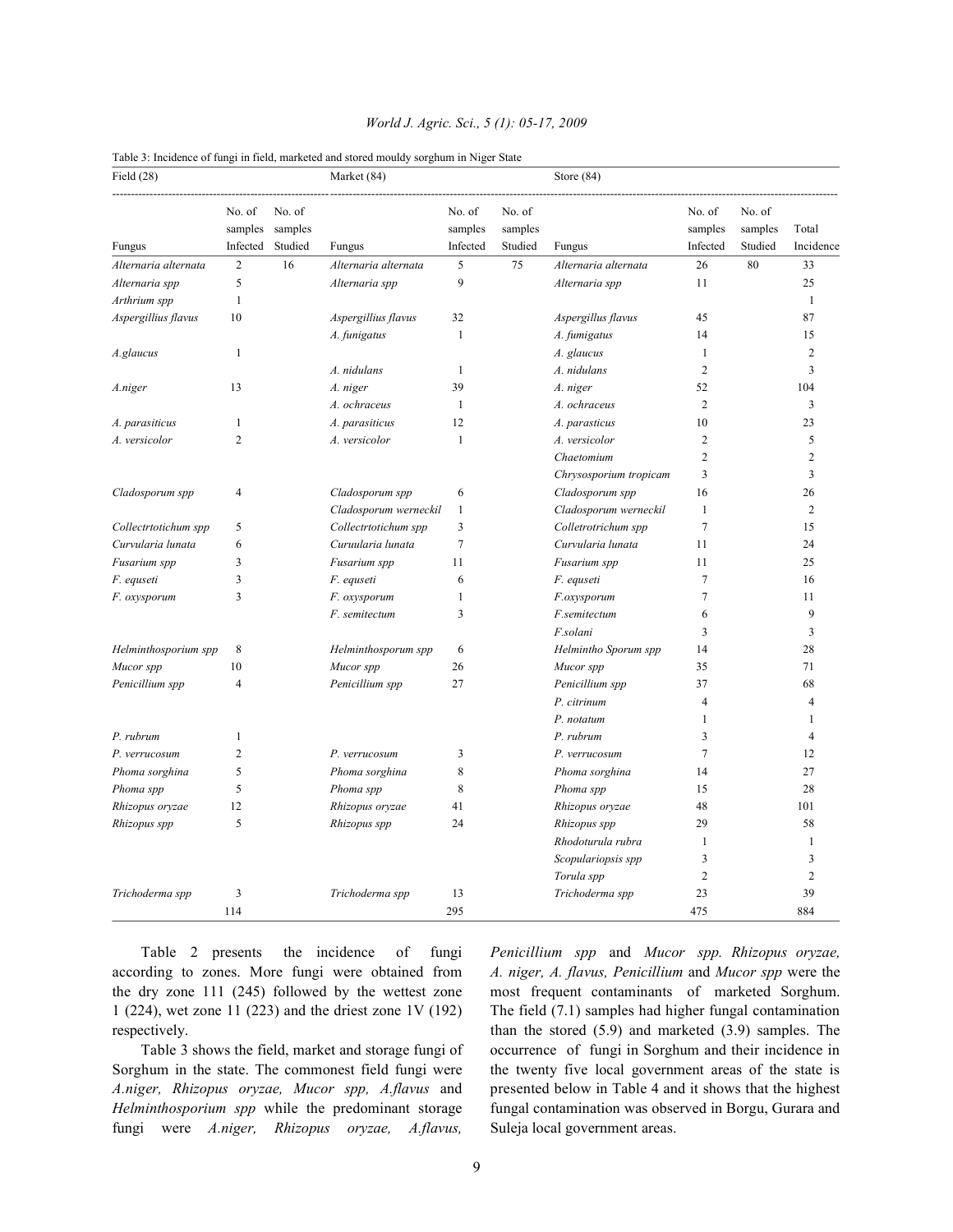Table 3: Incidence of fungi in field, marketed and stored mouldy sorghum in Niger State

| Field (28) | | | Market (84) | | | Store (84) | | | |
|---|---|---|---|---|---|---|---|---|---|
| Fungus | No. of samples Infected | No. of samples Studied | Fungus | No. of samples Infected | No. of samples Studied | Fungus | No. of samples Infected | No. of samples Studied | Total Incidence |
| *Alternaria alternata* | 2 | 16 | *Alternaria alternata* | 5 | 75 | *Alternaria alternata* | 26 | 80 | 33 |
| *Alternaria spp* | 5 | | *Alternaria spp* | 9 | | *Alternaria spp* | 11 | | 25 |
| *Arthrium spp* | 1 | | | | | | | | 1 |
| *Aspergillius flavus* | 10 | | *Aspergillius flavus* | 32 | | *Aspergillius flavus* | 45 | | 87 |
| | | | *A. funigatus* | 1 | | *A. fumigatus* | 14 | | 15 |
| *A.glaucus* | 1 | | | | | *A. glaucus* | 1 | | 2 |
| | | | *A. nidulans* | 1 | | *A. nidulans* | 2 | | 3 |
| *A.niger* | 13 | | *A. niger* | 39 | | *A. niger* | 52 | | 104 |
| | | | *A. ochraceus* | 1 | | *A. ochraceus* | 2 | | 3 |
| *A. parasiticus* | 1 | | *A. parasiticus* | 12 | | *A. parasticus* | 10 | | 23 |
| *A. versicolor* | 2 | | *A. versicolor* | 1 | | *A. versicolor* | 2 | | 5 |
| | | | | | | *Chaetomium* | 2 | | 2 |
| | | | | | | *Chrysosporium tropicam* | 3 | | 3 |
| *Cladosporum spp* | 4 | | *Cladosporum spp* | 6 | | *Cladosporum spp* | 16 | | 26 |
| | | | *Cladosporum werneckil* | 1 | | *Cladosporum werneckil* | 1 | | 2 |
| *Collectrtotichum spp* | 5 | | *Collectrtotichum spp* | 3 | | *Colletrotrichum spp* | 7 | | 15 |
| *Curvularia lunata* | 6 | | *Curuularia lunata* | 7 | | *Curvularia lunata* | 11 | | 24 |
| *Fusarium spp* | 3 | | *Fusarium spp* | 11 | | *Fusarium spp* | 11 | | 25 |
| *F. equseti* | 3 | | *F. equseti* | 6 | | *F. equseti* | 7 | | 16 |
| *F. oxysporum* | 3 | | *F. oxysporum* | 1 | | *F.oxysporum* | 7 | | 11 |
| | | | *F. semitectum* | 3 | | *F.semitectum* | 6 | | 9 |
| | | | | | | *F.solani* | 3 | | 3 |
| *Helminthosporum spp* | 8 | | *Helminthosporum spp* | 6 | | *Helmintho Sporum spp* | 14 | | 28 |
| *Mucor spp* | 10 | | *Mucor spp* | 26 | | *Mucor spp* | 35 | | 71 |
| *Penicillium spp* | 4 | | *Penicillium spp* | 27 | | *Penicillium spp* | 37 | | 68 |
| | | | | | | *P. citrinum* | 4 | | 4 |
| | | | | | | *P. notatum* | 1 | | 1 |
| *P. rubrum* | 1 | | | | | *P. rubrum* | 3 | | 4 |
| *P. verrucosum* | 2 | | *P. verrucosum* | 3 | | *P. verrucosum* | 7 | | 12 |
| *Phoma sorghina* | 5 | | *Phoma sorghina* | 8 | | *Phoma sorghina* | 14 | | 27 |
| *Phoma spp* | 5 | | *Phoma spp* | 8 | | *Phoma spp* | 15 | | 28 |
| *Rhizopus oryzae* | 12 | | *Rhizopus oryzae* | 41 | | *Rhizopus oryzae* | 48 | | 101 |
| *Rhizopus spp* | 5 | | *Rhizopus spp* | 24 | | *Rhizopus spp* | 29 | | 58 |
| | | | | | | *Rhodoturula rubra* | 1 | | 1 |
| | | | | | | *Scopulariopsis spp* | 3 | | 3 |
| | | | | | | *Torula spp* | 2 | | 2 |
| *Trichoderma spp* | 3 | | *Trichoderma spp* | 13 | | *Trichoderma spp* | 23 | | 39 |
| | 114 | | | 295 | | | 475 | | 884 |

Table 2 presents the incidence of fungi according to zones. More fungi were obtained from the dry zone 111 (245) followed by the wettest zone 1 (224), wet zone 11 (223) and the driest zone 1V (192) respectively.

Table 3 shows the field, market and storage fungi of Sorghum in the state. The commonest field fungi were *A.niger, Rhizopus oryzae, Mucor spp, A.flavus* and *Helminthosporium spp* while the predominant storage fungi were *A.niger, Rhizopus oryzae, A.flavus, Penicillium spp* and *Mucor spp. Rhizopus oryzae, A. niger, A. flavus, Penicillium* and *Mucor spp* were the most frequent contaminants of marketed Sorghum. The field (7.1) samples had higher fungal contamination than the stored (5.9) and marketed (3.9) samples. The occurrence of fungi in Sorghum and their incidence in the twenty five local government areas of the state is presented below in Table 4 and it shows that the highest fungal contamination was observed in Borgu, Gurara and Suleja local government areas.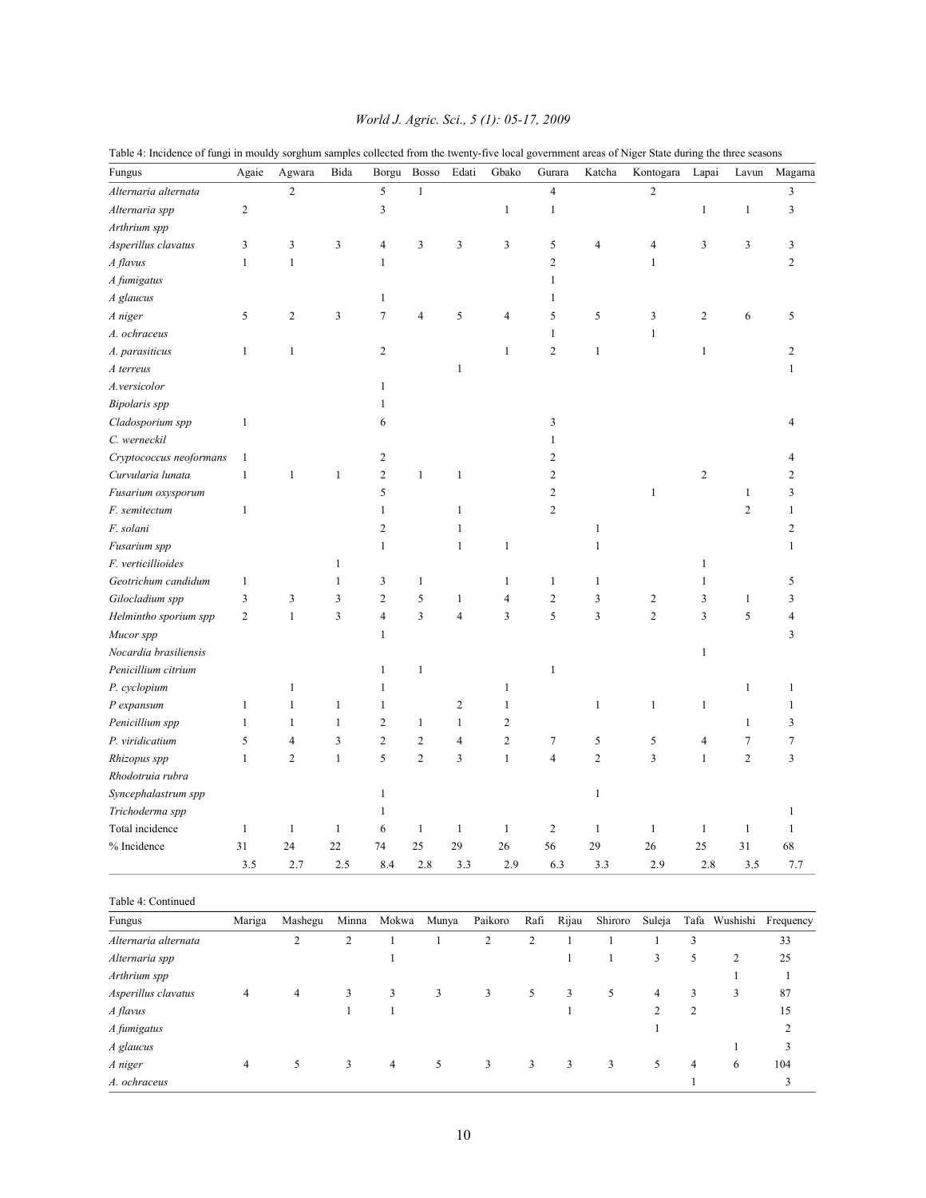Table 4: Incidence of fungi in mouldy sorghum samples collected from the twenty-five local government areas of Niger State during the three seasons

| Fungus | Agaie | Agwara | Bida | Borgu | Bosso | Edati | Gbako | Gurara | Katcha | Kontogara | Lapai | Lavun | Magama |
|---|---|---|---|---|---|---|---|---|---|---|---|---|---|
| *Alternaria alternata* | | 2 | | 5 | 1 | | | 4 | | 2 | | | 3 |
| *Alternaria spp* | 2 | | | 3 | | | 1 | 1 | | | 1 | 1 | 3 |
| *Arthrium spp* | | | | | | | | | | | | | |
| *Asperillus clavatus* | 3 | 3 | 3 | 4 | 3 | 3 | 3 | 5 | 4 | 4 | 3 | 3 | 3 |
| *A flavus* | 1 | 1 | | 1 | | | | 2 | | 1 | | | 2 |
| *A fumigatus* | | | | | | | | 1 | | | | | |
| *A glaucus* | | | | 1 | | | | 1 | | | | | |
| *A niger* | 5 | 2 | 3 | 7 | 4 | 5 | 4 | 5 | 5 | 3 | 2 | 6 | 5 |
| *A. ochraceus* | | | | | | | | 1 | | 1 | | | |
| *A. parasiticus* | 1 | 1 | | 2 | | | 1 | 2 | 1 | | 1 | | 2 |
| *A terreus* | | | | | | 1 | | | | | | | 1 |
| *A.versicolor* | | | | 1 | | | | | | | | | |
| *Bipolaris spp* | | | | 1 | | | | | | | | | |
| *Cladosporium spp* | 1 | | | 6 | | | | 3 | | | | | 4 |
| *C. werneckil* | | | | | | | | 1 | | | | | |
| *Cryptococcus neoformans* | 1 | | | 2 | | | | 2 | | | | | 4 |
| *Curvularia lunata* | 1 | 1 | 1 | 2 | 1 | 1 | | 2 | | | 2 | | 2 |
| *Fusarium oxysporum* | | | | 5 | | | | 2 | | 1 | | 1 | 3 |
| *F. semitectum* | 1 | | | 1 | | 1 | | 2 | | | | 2 | 1 |
| *F. solani* | | | | 2 | | 1 | | | 1 | | | | 2 |
| *Fusarium spp* | | | | 1 | | 1 | 1 | | 1 | | | | 1 |
| *F. verticillioides* | | | 1 | | | | | | | | 1 | | |
| *Geotrichum candidum* | 1 | | 1 | 3 | 1 | | 1 | 1 | 1 | | 1 | | 5 |
| *Gilocladium spp* | 3 | 3 | 3 | 2 | 5 | 1 | 4 | 2 | 3 | 2 | 3 | 1 | 3 |
| *Helmintho sporium spp* | 2 | 1 | 3 | 4 | 3 | 4 | 3 | 5 | 3 | 2 | 3 | 5 | 4 |
| *Mucor spp* | | | | 1 | | | | | | | | | 3 |
| *Nocardia brasiliensis* | | | | | | | | | | | 1 | | |
| *Penicillium citrium* | | | | 1 | 1 | | | 1 | | | | | |
| *P. cyclopium* | | 1 | | 1 | | | 1 | | | | | 1 | 1 |
| *P expansum* | 1 | 1 | 1 | 1 | | 2 | 1 | | 1 | 1 | 1 | | 1 |
| *Penicillium spp* | 1 | 1 | 1 | 2 | 1 | 1 | 2 | | | | | 1 | 3 |
| *P. viridicatium* | 5 | 4 | 3 | 2 | 2 | 4 | 2 | 7 | 5 | 5 | 4 | 7 | 7 |
| *Rhizopus spp* | 1 | 2 | 1 | 5 | 2 | 3 | 1 | 4 | 2 | 3 | 1 | 2 | 3 |
| *Rhodotruia rubra* | | | | | | | | | | | | | |
| *Syncephalastrum spp* | | | | 1 | | | | | 1 | | | | |
| *Trichoderma spp* | | | | 1 | | | | | | | | | 1 |
| Total incidence | 1 | 1 | 1 | 6 | 1 | 1 | 1 | 2 | 1 | 1 | 1 | 1 | 1 |
| % Incidence | 31 | 24 | 22 | 74 | 25 | 29 | 26 | 56 | 29 | 26 | 25 | 31 | 68 |
| | 3.5 | 2.7 | 2.5 | 8.4 | 2.8 | 3.3 | 2.9 | 6.3 | 3.3 | 2.9 | 2.8 | 3.5 | 7.7 |

Table 4: Continued

| Fungus | Mariga | Mashegu | Minna | Mokwa | Munya | Paikoro | Rafi | Rijau | Shiroro | Suleja | Tafa | Wushishi | Frequency |
|---|---|---|---|---|---|---|---|---|---|---|---|---|---|
| *Alternaria alternata* | | 2 | 2 | 1 | 1 | 2 | 2 | 1 | 1 | 1 | 3 | | 33 |
| *Alternaria spp* | | | | 1 | | | | 1 | 1 | 3 | 5 | 2 | 25 |
| *Arthrium spp* | | | | | | | | | | | | 1 | 1 |
| *Asperillus clavatus* | 4 | 4 | 3 | 3 | 3 | 3 | 5 | 3 | 5 | 4 | 3 | 3 | 87 |
| *A flavus* | | | 1 | 1 | | | | 1 | | 2 | 2 | | 15 |
| *A fumigatus* | | | | | | | | | | 1 | | | 2 |
| *A glaucus* | | | | | | | | | | | | 1 | 3 |
| *A niger* | 4 | 5 | 3 | 4 | 5 | 3 | 3 | 3 | 3 | 5 | 4 | 6 | 104 |
| *A. ochraceus* | | | | | | | | | | | 1 | | 3 |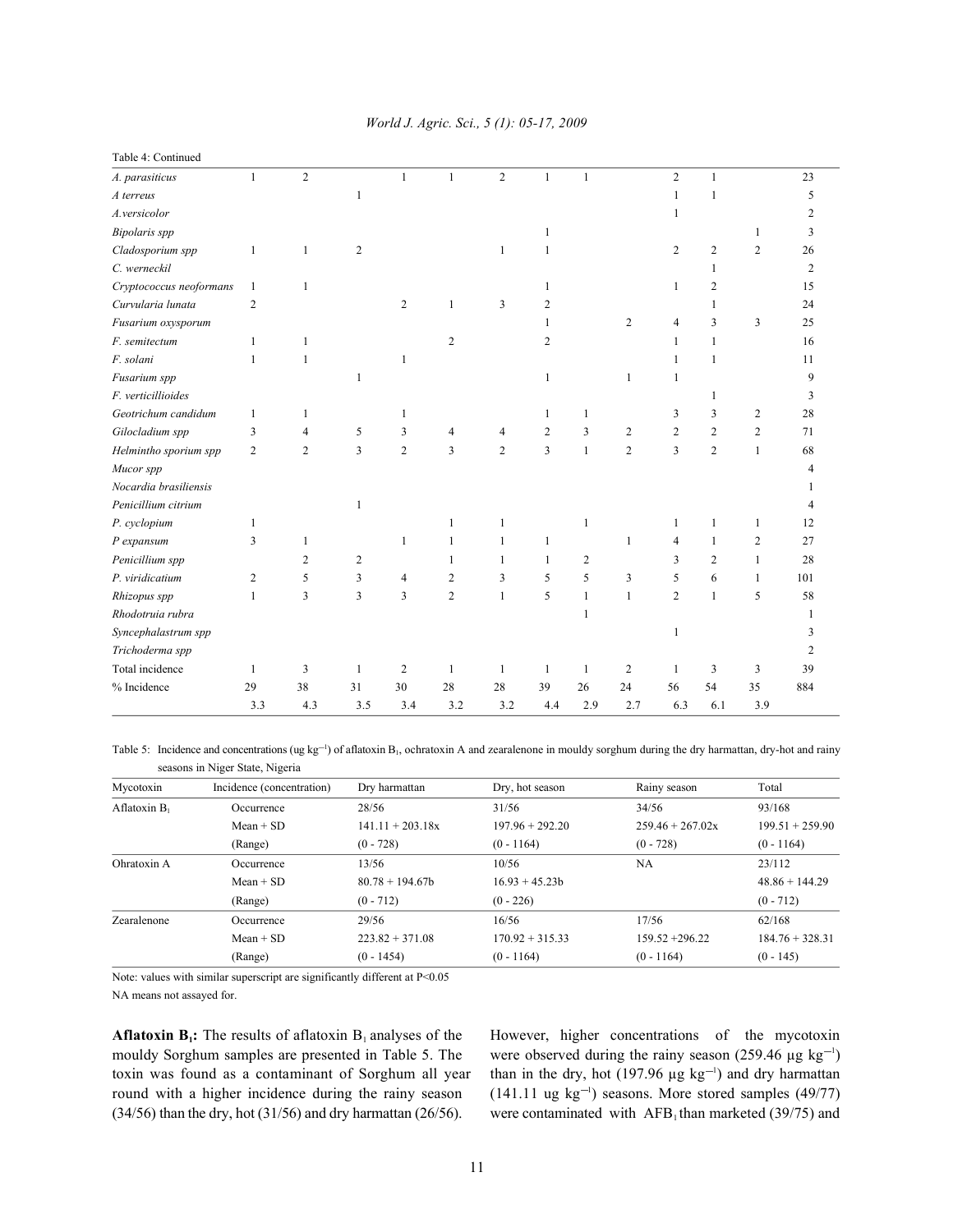Table 4: Continued

| | | | | | | | | | | | | | |
|---|---|---|---|---|---|---|---|---|---|---|---|---|---|
| *A. parasiticus* | 1 | 2 | | 1 | 1 | 2 | 1 | 1 | | 2 | 1 | | 23 |
| *A terreus* | | | 1 | | | | | | | 1 | 1 | | 5 |
| *A.versicolor* | | | | | | | | | | 1 | | | 2 |
| *Bipolaris spp* | | | | | | | 1 | | | | | 1 | 3 |
| *Cladosporium spp* | 1 | 1 | 2 | | | 1 | 1 | | | 2 | 2 | 2 | 26 |
| *C. werneckil* | | | | | | | | | | | 1 | | 2 |
| *Cryptococcus neoformans* | 1 | 1 | | | | | 1 | | | 1 | 2 | | 15 |
| *Curvularia lunata* | 2 | | | 2 | 1 | 3 | 2 | | | | 1 | | 24 |
| *Fusarium oxysporum* | | | | | | | 1 | | 2 | 4 | 3 | 3 | 25 |
| *F. semitectum* | 1 | 1 | | | 2 | | 2 | | | 1 | 1 | | 16 |
| *F. solani* | 1 | 1 | | 1 | | | | | | 1 | 1 | | 11 |
| *Fusarium spp* | | | 1 | | | | 1 | | 1 | 1 | | | 9 |
| *F. verticillioides* | | | | | | | | | | | 1 | | 3 |
| *Geotrichum candidum* | 1 | 1 | | 1 | | | 1 | 1 | | 3 | 3 | 2 | 28 |
| *Gilocladium spp* | 3 | 4 | 5 | 3 | 4 | 4 | 2 | 3 | 2 | 2 | 2 | 2 | 71 |
| *Helmintho sporium spp* | 2 | 2 | 3 | 2 | 3 | 2 | 3 | 1 | 2 | 3 | 2 | 1 | 68 |
| *Mucor spp* | | | | | | | | | | | | | 4 |
| *Nocardia brasiliensis* | | | | | | | | | | | | | 1 |
| *Penicillium citrium* | | | 1 | | | | | | | | | | 4 |
| *P. cyclopium* | 1 | | | | 1 | 1 | | 1 | | 1 | 1 | 1 | 12 |
| *P expansum* | 3 | 1 | | 1 | 1 | 1 | 1 | | 1 | 4 | 1 | 2 | 27 |
| *Penicillium spp* | | 2 | 2 | | 1 | 1 | 1 | 2 | | 3 | 2 | 1 | 28 |
| *P. viridicatium* | 2 | 5 | 3 | 4 | 2 | 3 | 5 | 5 | 3 | 5 | 6 | 1 | 101 |
| *Rhizopus spp* | 1 | 3 | 3 | 3 | 2 | 1 | 5 | 1 | 1 | 2 | 1 | 5 | 58 |
| *Rhodotruia rubra* | | | | | | | | 1 | | | | | 1 |
| *Syncephalastrum spp* | | | | | | | | | | 1 | | | 3 |
| *Trichoderma spp* | | | | | | | | | | | | | 2 |
| Total incidence | 1 | 3 | 1 | 2 | 1 | 1 | 1 | 1 | 2 | 1 | 3 | 3 | 39 |
| % Incidence | 29 | 38 | 31 | 30 | 28 | 28 | 39 | 26 | 24 | 56 | 54 | 35 | 884 |
| | 3.3 | 4.3 | 3.5 | 3.4 | 3.2 | 3.2 | 4.4 | 2.9 | 2.7 | 6.3 | 6.1 | 3.9 | |

Table 5: Incidence and concentrations (ug kg$^{-1}$) of aflatoxin $B_1$, ochratoxin A and zearalenone in mouldy sorghum during the dry harmattan, dry-hot and rainy seasons in Niger State, Nigeria

| Mycotoxin | Incidence (concentration) | Dry harmattan | Dry, hot season | Rainy season | Total |
|---|---|---|---|---|---|
| Aflatoxin $B_1$ | Occurrence | 28/56 | 31/56 | 34/56 | 93/168 |
| | Mean + SD | 141.11 + 203.18x | 197.96 + 292.20 | 259.46 + 267.02x | 199.51 + 259.90 |
| | (Range) | (0 - 728) | (0 - 1164) | (0 - 728) | (0 - 1164) |
| Ohratoxin A | Occurrence | 13/56 | 10/56 | NA | 23/112 |
| | Mean + SD | 80.78 + 194.67b | 16.93 + 45.23b | | 48.86 + 144.29 |
| | (Range) | (0 - 712) | (0 - 226) | | (0 - 712) |
| Zearalenone | Occurrence | 29/56 | 16/56 | 17/56 | 62/168 |
| | Mean + SD | 223.82 + 371.08 | 170.92 + 315.33 | 159.52 +296.22 | 184.76 + 328.31 |
| | (Range) | (0 - 1454) | (0 - 1164) | (0 - 1164) | (0 - 145) |

Note: values with similar superscript are significantly different at P<0.05

NA means not assayed for.

**Aflatoxin $B_1$:** The results of aflatoxin $B_1$ analyses of the mouldy Sorghum samples are presented in Table 5. The toxin was found as a contaminant of Sorghum all year round with a higher incidence during the rainy season (34/56) than the dry, hot (31/56) and dry harmattan (26/56). However, higher concentrations of the mycotoxin were observed during the rainy season (259.46 µg kg$^{-1}$) than in the dry, hot (197.96 µg kg$^{-1}$) and dry harmattan (141.11 ug kg$^{-1}$) seasons. More stored samples (49/77) were contaminated with $AFB_1$ than marketed (39/75) and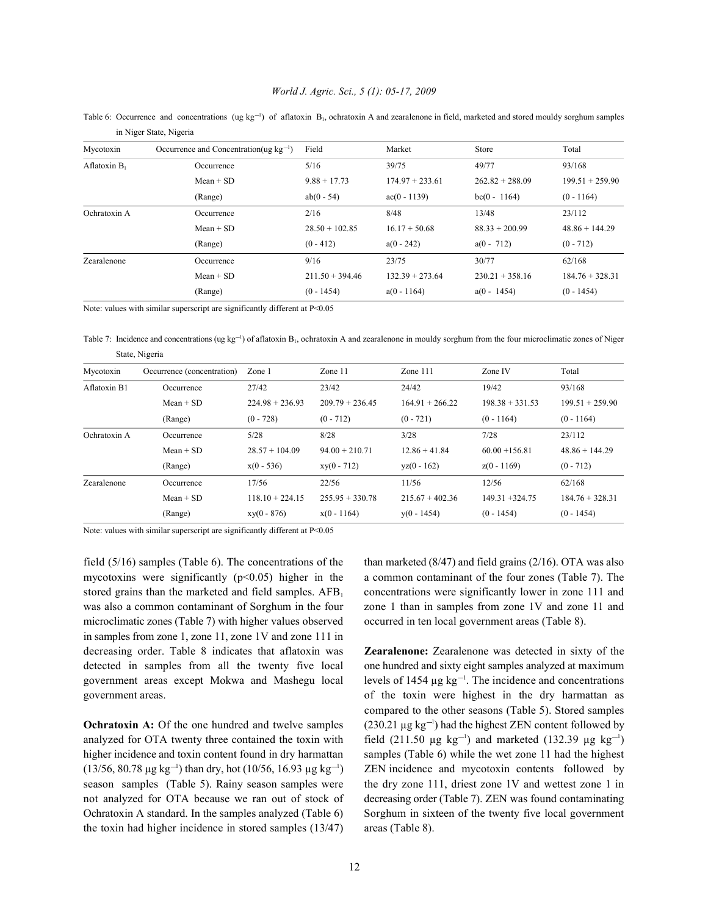Table 6: Occurrence and concentrations (ug kg$^{-1}$) of aflatoxin $B_1$, ochratoxin A and zearalenone in field, marketed and stored mouldy sorghum samples in Niger State, Nigeria

| Mycotoxin | Occurrence and Concentration(ug kg$^{-1}$) | Field | Market | Store | Total |
|---|---|---|---|---|---|
| Aflatoxin $B_1$ | Occurrence | 5/16 | 39/75 | 49/77 | 93/168 |
| | Mean + SD | 9.88 + 17.73 | 174.97 + 233.61 | 262.82 + 288.09 | 199.51 + 259.90 |
| | (Range) | ab(0 - 54) | ac(0 - 1139) | bc(0 - 1164) | (0 - 1164) |
| Ochratoxin A | Occurrence | 2/16 | 8/48 | 13/48 | 23/112 |
| | Mean + SD | 28.50 + 102.85 | 16.17 + 50.68 | 88.33 + 200.99 | 48.86 + 144.29 |
| | (Range) | (0 - 412) | a(0 - 242) | a(0 - 712) | (0 - 712) |
| Zearalenone | Occurrence | 9/16 | 23/75 | 30/77 | 62/168 |
| | Mean + SD | 211.50 + 394.46 | 132.39 + 273.64 | 230.21 + 358.16 | 184.76 + 328.31 |
| | (Range) | (0 - 1454) | a(0 - 1164) | a(0 - 1454) | (0 - 1454) |

Note: values with similar superscript are significantly different at P<0.05

Table 7: Incidence and concentrations (ug kg$^{-1}$) of aflatoxin $B_1$, ochratoxin A and zearalenone in mouldy sorghum from the four microclimatic zones of Niger State, Nigeria

| Mycotoxin | Occurrence (concentration) | Zone 1 | Zone 11 | Zone 111 | Zone IV | Total |
|---|---|---|---|---|---|---|
| Aflatoxin B1 | Occurrence | 27/42 | 23/42 | 24/42 | 19/42 | 93/168 |
| | Mean + SD | 224.98 + 236.93 | 209.79 + 236.45 | 164.91 + 266.22 | 198.38 + 331.53 | 199.51 + 259.90 |
| | (Range) | (0 - 728) | (0 - 712) | (0 - 721) | (0 - 1164) | (0 - 1164) |
| Ochratoxin A | Occurrence | 5/28 | 8/28 | 3/28 | 7/28 | 23/112 |
| | Mean + SD | 28.57 + 104.09 | 94.00 + 210.71 | 12.86 + 41.84 | 60.00 +156.81 | 48.86 + 144.29 |
| | (Range) | x(0 - 536) | xy(0 - 712) | yz(0 - 162) | z(0 - 1169) | (0 - 712) |
| Zearalenone | Occurrence | 17/56 | 22/56 | 11/56 | 12/56 | 62/168 |
| | Mean + SD | 118.10 + 224.15 | 255.95 + 330.78 | 215.67 + 402.36 | 149.31 +324.75 | 184.76 + 328.31 |
| | (Range) | xy(0 - 876) | x(0 - 1164) | y(0 - 1454) | (0 - 1454) | (0 - 1454) |

Note: values with similar superscript are significantly different at P<0.05

field (5/16) samples (Table 6). The concentrations of the mycotoxins were significantly (p<0.05) higher in the stored grains than the marketed and field samples. $AFB_1$ was also a common contaminant of Sorghum in the four microclimatic zones (Table 7) with higher values observed in samples from zone 1, zone 11, zone 1V and zone 111 in decreasing order. Table 8 indicates that aflatoxin was detected in samples from all the twenty five local government areas except Mokwa and Mashegu local government areas.

**Ochratoxin A:** Of the one hundred and twelve samples analyzed for OTA twenty three contained the toxin with higher incidence and toxin content found in dry harmattan (13/56, 80.78 µg kg$^{-1}$) than dry, hot (10/56, 16.93 µg kg$^{-1}$) season samples (Table 5). Rainy season samples were not analyzed for OTA because we ran out of stock of Ochratoxin A standard. In the samples analyzed (Table 6) the toxin had higher incidence in stored samples (13/47) than marketed (8/47) and field grains (2/16). OTA was also a common contaminant of the four zones (Table 7). The concentrations were significantly lower in zone 111 and zone 1 than in samples from zone 1V and zone 11 and occurred in ten local government areas (Table 8).

**Zearalenone:** Zearalenone was detected in sixty of the one hundred and sixty eight samples analyzed at maximum levels of 1454 µg kg$^{-1}$. The incidence and concentrations of the toxin were highest in the dry harmattan as compared to the other seasons (Table 5). Stored samples (230.21 µg kg$^{-1}$) had the highest ZEN content followed by field (211.50 µg kg$^{-1}$) and marketed (132.39 µg kg$^{-1}$) samples (Table 6) while the wet zone 11 had the highest ZEN incidence and mycotoxin contents followed by the dry zone 111, driest zone 1V and wettest zone 1 in decreasing order (Table 7). ZEN was found contaminating Sorghum in sixteen of the twenty five local government areas (Table 8).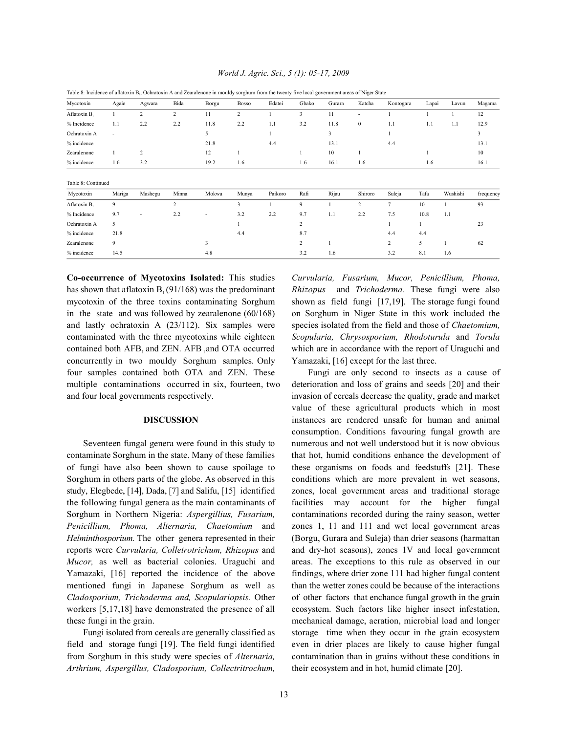Table 8: Incidence of aflatoxin $B_1$, Ochratoxin A and Zearalenone in mouldy sorghum from the twenty five local government areas of Niger State

| Mycotoxin | Agaie | Agwara | Bida | Borgu | Bosso | Edatei | Gbako | Gurara | Katcha | Kontogara | Lapai | Lavun | Magama |
|---|---|---|---|---|---|---|---|---|---|---|---|---|---|
| Aflatoxin $B_1$ | 1 | 2 | 2 | 11 | 2 | 1 | 3 | 11 | - | 1 | 1 | 1 | 12 |
| % Incidence | 1.1 | 2.2 | 2.2 | 11.8 | 2.2 | 1.1 | 3.2 | 11.8 | 0 | 1.1 | 1.1 | 1.1 | 12.9 |
| Ochratoxin A | - | | | 5 | | 1 | | 3 | | 1 | | | 3 |
| % incidence | | | | 21.8 | | 4.4 | | 13.1 | | 4.4 | | | 13.1 |
| Zearalenone | 1 | 2 | | 12 | 1 | | 1 | 10 | 1 | | 1 | | 10 |
| % incidence | 1.6 | 3.2 | | 19.2 | 1.6 | | 1.6 | 16.1 | 1.6 | | 1.6 | | 16.1 |

Table 8: Continued

| Mycotoxin | Mariga | Mashegu | Minna | Mokwa | Munya | Paikoro | Rafi | Rijau | Shiroro | Suleja | Tafa | Wushishi | frequency |
|---|---|---|---|---|---|---|---|---|---|---|---|---|---|
| Aflatoxin $B_1$ | 9 | - | 2 | - | 3 | 1 | 9 | 1 | 2 | 7 | 10 | 1 | 93 |
| % Incidence | 9.7 | - | 2.2 | - | 3.2 | 2.2 | 9.7 | 1.1 | 2.2 | 7.5 | 10.8 | 1.1 | |
| Ochratoxin A | 5 | | | | 1 | | 2 | | | 1 | 1 | | 23 |
| % incidence | 21.8 | | | | 4.4 | | 8.7 | | | 4.4 | 4.4 | | |
| Zearalenone | 9 | | | 3 | | | 2 | 1 | | 2 | 5 | 1 | 62 |
| % incidence | 14.5 | | | 4.8 | | | 3.2 | 1.6 | | 3.2 | 8.1 | 1.6 | |

**Co-occurrence of Mycotoxins Isolated:** This studies has shown that aflatoxin $B_1$ (91/168) was the predominant mycotoxin of the three toxins contaminating Sorghum in the state and was followed by zearalenone (60/168) and lastly ochratoxin A (23/112). Six samples were contaminated with the three mycotoxins while eighteen contained both $AFB_1$ and ZEN. $AFB_1$ and OTA occurred concurrently in two mouldy Sorghum samples. Only four samples contained both OTA and ZEN. These multiple contaminations occurred in six, fourteen, two and four local governments respectively.

## DISCUSSION

Seventeen fungal genera were found in this study to contaminate Sorghum in the state. Many of these families of fungi have also been shown to cause spoilage to Sorghum in others parts of the globe. As observed in this study, Elegbede, [14], Dada, [7] and Salifu, [15] identified the following fungal genera as the main contaminants of Sorghum in Northern Nigeria: *Aspergillius, Fusarium, Penicillium, Phoma, Alternaria, Chaetomium* and *Helminthosporium.* The other genera represented in their reports were *Curvularia, Colletrotrichum, Rhizopus* and *Mucor,* as well as bacterial colonies. Uraguchi and Yamazaki, [16] reported the incidence of the above mentioned fungi in Japanese Sorghum as well as *Cladosporium, Trichoderma and, Scopulariopsis.* Other workers [5,17,18] have demonstrated the presence of all these fungi in the grain.

Fungi isolated from cereals are generally classified as field and storage fungi [19]. The field fungi identified from Sorghum in this study were species of *Alternaria, Arthrium, Aspergillus, Cladosporium, Collectritrochum, Curvularia, Fusarium, Mucor, Penicillium, Phoma, Rhizopus* and *Trichoderma.* These fungi were also shown as field fungi [17,19]. The storage fungi found on Sorghum in Niger State in this work included the species isolated from the field and those of *Chaetomium, Scopularia, Chrysosporium, Rhodoturula* and *Torula* which are in accordance with the report of Uraguchi and Yamazaki, [16] except for the last three.

Fungi are only second to insects as a cause of deterioration and loss of grains and seeds [20] and their invasion of cereals decrease the quality, grade and market value of these agricultural products which in most instances are rendered unsafe for human and animal consumption. Conditions favouring fungal growth are numerous and not well understood but it is now obvious that hot, humid conditions enhance the development of these organisms on foods and feedstuffs [21]. These conditions which are more prevalent in wet seasons, zones, local government areas and traditional storage facilities may account for the higher fungal contaminations recorded during the rainy season, wetter zones 1, 11 and 111 and wet local government areas (Borgu, Gurara and Suleja) than drier seasons (harmattan and dry-hot seasons), zones 1V and local government areas. The exceptions to this rule as observed in our findings, where drier zone 111 had higher fungal content than the wetter zones could be because of the interactions of other factors that enchance fungal growth in the grain ecosystem. Such factors like higher insect infestation, mechanical damage, aeration, microbial load and longer storage time when they occur in the grain ecosystem even in drier places are likely to cause higher fungal contamination than in grains without these conditions in their ecosystem and in hot, humid climate [20].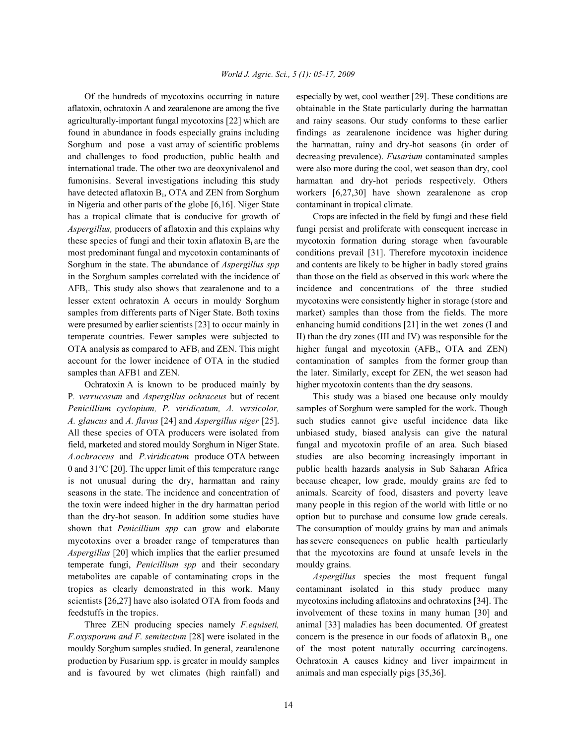Of the hundreds of mycotoxins occurring in nature aflatoxin, ochratoxin A and zearalenone are among the five agriculturally-important fungal mycotoxins [22] which are found in abundance in foods especially grains including Sorghum and pose a vast array of scientific problems and challenges to food production, public health and international trade. The other two are deoxynivalenol and fumonisins. Several investigations including this study have detected aflatoxin $B_1$, OTA and ZEN from Sorghum in Nigeria and other parts of the globe [6,16]. Niger State has a tropical climate that is conducive for growth of *Aspergillus,* producers of aflatoxin and this explains why these species of fungi and their toxin aflatoxin $B_1$ are the most predominant fungal and mycotoxin contaminants of Sorghum in the state. The abundance of *Aspergillus spp* in the Sorghum samples correlated with the incidence of $AFB_1$. This study also shows that zearalenone and to a lesser extent ochratoxin A occurs in mouldy Sorghum samples from differents parts of Niger State. Both toxins were presumed by earlier scientists [23] to occur mainly in temperate countries. Fewer samples were subjected to OTA analysis as compared to $AFB_1$ and ZEN. This might account for the lower incidence of OTA in the studied samples than AFB1 and ZEN.

Ochratoxin A is known to be produced mainly by *P. verrucosum* and *Aspergillus ochraceus* but of recent *Penicillium cyclopium, P. viridicatum, A. versicolor, A. glaucus* and *A. flavus* [24] and *Aspergillus niger* [25]. All these species of OTA producers were isolated from field, marketed and stored mouldy Sorghum in Niger State. *A.ochraceus* and *P.viridicatum* produce OTA between 0 and 31°C [20]. The upper limit of this temperature range is not unusual during the dry, harmattan and rainy seasons in the state. The incidence and concentration of the toxin were indeed higher in the dry harmattan period than the dry-hot season. In addition some studies have shown that *Penicillium spp* can grow and elaborate mycotoxins over a broader range of temperatures than *Aspergillus* [20] which implies that the earlier presumed temperate fungi, *Penicillium spp* and their secondary metabolites are capable of contaminating crops in the tropics as clearly demonstrated in this work. Many scientists [26,27] have also isolated OTA from foods and feedstuffs in the tropics.

Three ZEN producing species namely *F.equiseti, F.oxysporum and F. semitectum* [28] were isolated in the mouldy Sorghum samples studied. In general, zearalenone production by Fusarium spp. is greater in mouldy samples and is favoured by wet climates (high rainfall) and especially by wet, cool weather [29]. These conditions are obtainable in the State particularly during the harmattan and rainy seasons. Our study conforms to these earlier findings as zearalenone incidence was higher during the harmattan, rainy and dry-hot seasons (in order of decreasing prevalence). *Fusarium* contaminated samples were also more during the cool, wet season than dry, cool harmattan and dry-hot periods respectively. Others workers [6,27,30] have shown zearalenone as crop contaminant in tropical climate.

Crops are infected in the field by fungi and these field fungi persist and proliferate with consequent increase in mycotoxin formation during storage when favourable conditions prevail [31]. Therefore mycotoxin incidence and contents are likely to be higher in badly stored grains than those on the field as observed in this work where the incidence and concentrations of the three studied mycotoxins were consistently higher in storage (store and market) samples than those from the fields. The more enhancing humid conditions [21] in the wet zones (I and II) than the dry zones (III and IV) was responsible for the higher fungal and mycotoxin ($AFB_1$, OTA and ZEN) contamination of samples from the former group than the later. Similarly, except for ZEN, the wet season had higher mycotoxin contents than the dry seasons.

This study was a biased one because only mouldy samples of Sorghum were sampled for the work. Though such studies cannot give useful incidence data like unbiased study, biased analysis can give the natural fungal and mycotoxin profile of an area. Such biased studies are also becoming increasingly important in public health hazards analysis in Sub Saharan Africa because cheaper, low grade, mouldy grains are fed to animals. Scarcity of food, disasters and poverty leave many people in this region of the world with little or no option but to purchase and consume low grade cereals. The consumption of mouldy grains by man and animals has severe consequences on public health particularly that the mycotoxins are found at unsafe levels in the mouldy grains.

*Aspergillus* species the most frequent fungal contaminant isolated in this study produce many mycotoxins including aflatoxins and ochratoxins [34]. The involvement of these toxins in many human [30] and animal [33] maladies has been documented. Of greatest concern is the presence in our foods of aflatoxin $B_1$, one of the most potent naturally occurring carcinogens. Ochratoxin A causes kidney and liver impairment in animals and man especially pigs [35,36].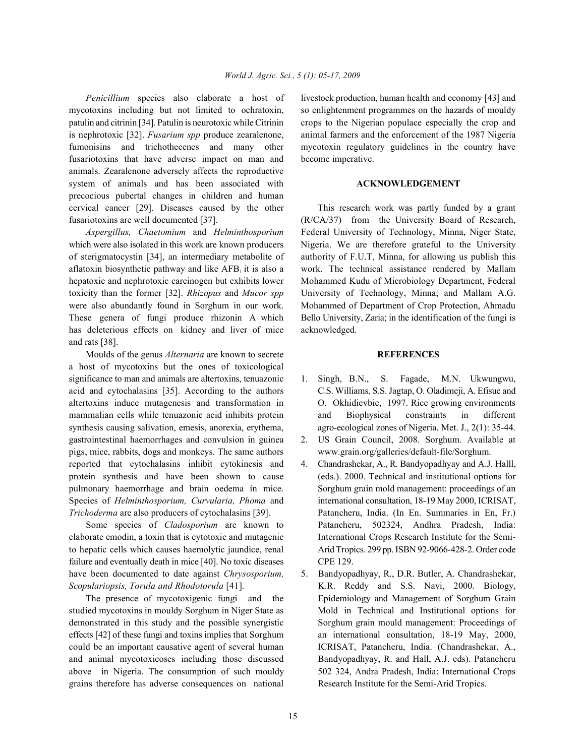*Penicillium* species also elaborate a host of mycotoxins including but not limited to ochratoxin, patulin and citrinin [34]. Patulin is neurotoxic while Citrinin is nephrotoxic [32]. *Fusarium spp* produce zearalenone, fumonisins and trichothecenes and many other fusariotoxins that have adverse impact on man and animals. Zearalenone adversely affects the reproductive system of animals and has been associated with precocious pubertal changes in children and human cervical cancer [29]. Diseases caused by the other fusariotoxins are well documented [37].

*Aspergillus, Chaetomium* and *Helminthosporium* which were also isolated in this work are known producers of sterigmatocystin [34], an intermediary metabolite of aflatoxin biosynthetic pathway and like $AFB_1$ it is also a hepatoxic and nephrotoxic carcinogen but exhibits lower toxicity than the former [32]. *Rhizopus* and *Mucor spp* were also abundantly found in Sorghum in our work. These genera of fungi produce rhizonin A which has deleterious effects on kidney and liver of mice and rats [38].

Moulds of the genus *Alternaria* are known to secrete a host of mycotoxins but the ones of toxicological significance to man and animals are altertoxins, tenuazonic acid and cytochalasins [35]. According to the authors altertoxins induce mutagenesis and transformation in mammalian cells while tenuazonic acid inhibits protein synthesis causing salivation, emesis, anorexia, erythema, gastrointestinal haemorrhages and convulsion in guinea pigs, mice, rabbits, dogs and monkeys. The same authors reported that cytochalasins inhibit cytokinesis and protein synthesis and have been shown to cause pulmonary haemorrhage and brain oedema in mice. Species of *Helminthosporium, Curvularia, Phoma* and *Trichoderma* are also producers of cytochalasins [39].

Some species of *Cladosporium* are known to elaborate emodin, a toxin that is cytotoxic and mutagenic to hepatic cells which causes haemolytic jaundice, renal failure and eventually death in mice [40]. No toxic diseases have been documented to date against *Chrysosporium, Scopulariopsis, Torula and Rhodotorula* [41].

The presence of mycotoxigenic fungi and the studied mycotoxins in mouldy Sorghum in Niger State as demonstrated in this study and the possible synergistic effects [42] of these fungi and toxins implies that Sorghum could be an important causative agent of several human and animal mycotoxicoses including those discussed above in Nigeria. The consumption of such mouldy grains therefore has adverse consequences on national livestock production, human health and economy [43] and so enlightenment programmes on the hazards of mouldy crops to the Nigerian populace especially the crop and animal farmers and the enforcement of the 1987 Nigeria mycotoxin regulatory guidelines in the country have become imperative.

## ACKNOWLEDGEMENT

This research work was partly funded by a grant (R/CA/37) from the University Board of Research, Federal University of Technology, Minna, Niger State, Nigeria. We are therefore grateful to the University authority of F.U.T, Minna, for allowing us publish this work. The technical assistance rendered by Mallam Mohammed Kudu of Microbiology Department, Federal University of Technology, Minna; and Mallam A.G. Mohammed of Department of Crop Protection, Ahmadu Bello University, Zaria; in the identification of the fungi is acknowledged.

## REFERENCES

1. Singh, B.N., S. Fagade, M.N. Ukwungwu, C.S. Williams, S.S. Jagtap, O. Oladimeji, A. Efisue and O. Okhidievbie, 1997. Rice growing environments and Biophysical constraints in different agro-ecological zones of Nigeria. Met. J., 2(1): 35-44.
2. US Grain Council, 2008. Sorghum. Available at www.grain.org/galleries/default-file/Sorghum.
4. Chandrashekar, A., R. Bandyopadhyay and A.J. Halll, (eds.). 2000. Technical and institutional options for Sorghum grain mold management: proceedings of an international consultation, 18-19 May 2000, ICRISAT, Patancheru, India. (In En. Summaries in En, Fr.) Patancheru, 502324, Andhra Pradesh, India: International Crops Research Institute for the Semi-Arid Tropics. 299 pp. ISBN 92-9066-428-2. Order code CPE 129.
5. Bandyopadhyay, R., D.R. Butler, A. Chandrashekar, K.R. Reddy and S.S. Navi, 2000. Biology, Epidemiology and Management of Sorghum Grain Mold in Technical and Institutional options for Sorghum grain mould management: Proceedings of an international consultation, 18-19 May, 2000, ICRISAT, Patancheru, India. (Chandrashekar, A., Bandyopadhyay, R. and Hall, A.J. eds). Patancheru 502 324, Andra Pradesh, India: International Crops Research Institute for the Semi-Arid Tropics.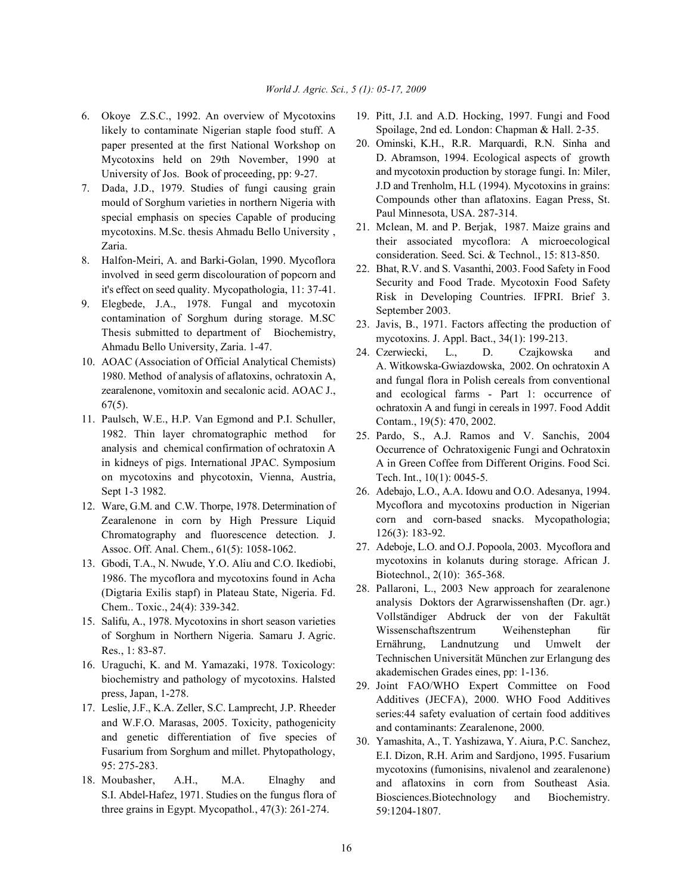6. Okoye Z.S.C., 1992. An overview of Mycotoxins likely to contaminate Nigerian staple food stuff. A paper presented at the first National Workshop on Mycotoxins held on 29th November, 1990 at University of Jos. Book of proceeding, pp: 9-27.
7. Dada, J.D., 1979. Studies of fungi causing grain mould of Sorghum varieties in northern Nigeria with special emphasis on species Capable of producing mycotoxins. M.Sc. thesis Ahmadu Bello University , Zaria.
8. Halfon-Meiri, A. and Barki-Golan, 1990. Mycoflora involved in seed germ discolouration of popcorn and it's effect on seed quality. Mycopathologia, 11: 37-41.
9. Elegbede, J.A., 1978. Fungal and mycotoxin contamination of Sorghum during storage. M.SC Thesis submitted to department of Biochemistry, Ahmadu Bello University, Zaria. 1-47.
10. AOAC (Association of Official Analytical Chemists) 1980. Method of analysis of aflatoxins, ochratoxin A, zearalenone, vomitoxin and secalonic acid. AOAC J., 67(5).
11. Paulsch, W.E., H.P. Van Egmond and P.I. Schuller, 1982. Thin layer chromatographic method for analysis and chemical confirmation of ochratoxin A in kidneys of pigs. International JPAC. Symposium on mycotoxins and phycotoxin, Vienna, Austria, Sept 1-3 1982.
12. Ware, G.M. and C.W. Thorpe, 1978. Determination of Zearalenone in corn by High Pressure Liquid Chromatography and fluorescence detection. J. Assoc. Off. Anal. Chem., 61(5): 1058-1062.
13. Gbodi, T.A., N. Nwude, Y.O. Aliu and C.O. Ikediobi, 1986. The mycoflora and mycotoxins found in Acha (Digtaria Exilis stapf) in Plateau State, Nigeria. Fd. Chem.. Toxic., 24(4): 339-342.
15. Salifu, A., 1978. Mycotoxins in short season varieties of Sorghum in Northern Nigeria. Samaru J. Agric. Res., 1: 83-87.
16. Uraguchi, K. and M. Yamazaki, 1978. Toxicology: biochemistry and pathology of mycotoxins. Halsted press, Japan, 1-278.
17. Leslie, J.F., K.A. Zeller, S.C. Lamprecht, J.P. Rheeder and W.F.O. Marasas, 2005. Toxicity, pathogenicity and genetic differentiation of five species of Fusarium from Sorghum and millet. Phytopathology, 95: 275-283.
18. Moubasher, A.H., M.A. Elnaghy and S.I. Abdel-Hafez, 1971. Studies on the fungus flora of three grains in Egypt. Mycopathol., 47(3): 261-274.
19. Pitt, J.I. and A.D. Hocking, 1997. Fungi and Food Spoilage, 2nd ed. London: Chapman & Hall. 2-35.
20. Ominski, K.H., R.R. Marquardi, R.N. Sinha and D. Abramson, 1994. Ecological aspects of growth and mycotoxin production by storage fungi. In: Miler, J.D and Trenholm, H.L (1994). Mycotoxins in grains: Compounds other than aflatoxins. Eagan Press, St. Paul Minnesota, USA. 287-314.
21. Mclean, M. and P. Berjak, 1987. Maize grains and their associated mycoflora: A microecological consideration. Seed. Sci. & Technol., 15: 813-850.
22. Bhat, R.V. and S. Vasanthi, 2003. Food Safety in Food Security and Food Trade. Mycotoxin Food Safety Risk in Developing Countries. IFPRI. Brief 3. September 2003.
23. Javis, B., 1971. Factors affecting the production of mycotoxins. J. Appl. Bact., 34(1): 199-213.
24. Czerwiecki, L., D. Czajkowska and A. Witkowska-Gwiazdowska, 2002. On ochratoxin A and fungal flora in Polish cereals from conventional and ecological farms - Part 1: occurrence of ochratoxin A and fungi in cereals in 1997. Food Addit Contam., 19(5): 470, 2002.
25. Pardo, S., A.J. Ramos and V. Sanchis, 2004 Occurrence of Ochratoxigenic Fungi and Ochratoxin A in Green Coffee from Different Origins. Food Sci. Tech. Int., 10(1): 0045-5.
26. Adebajo, L.O., A.A. Idowu and O.O. Adesanya, 1994. Mycoflora and mycotoxins production in Nigerian corn and corn-based snacks. Mycopathologia; 126(3): 183-92.
27. Adeboje, L.O. and O.J. Popoola, 2003. Mycoflora and mycotoxins in kolanuts during storage. African J. Biotechnol., 2(10): 365-368.
28. Pallaroni, L., 2003 New approach for zearalenone analysis Doktors der Agrarwissenshaften (Dr. agr.) Vollständiger Abdruck der von der Fakultät Wissenschaftszentrum Weihenstephan für Ernährung, Landnutzung und Umwelt der Technischen Universität München zur Erlangung des akademischen Grades eines, pp: 1-136.
29. Joint FAO/WHO Expert Committee on Food Additives (JECFA), 2000. WHO Food Additives series:44 safety evaluation of certain food additives and contaminants: Zearalenone, 2000.
30. Yamashita, A., T. Yashizawa, Y. Aiura, P.C. Sanchez, E.I. Dizon, R.H. Arim and Sardjono, 1995. Fusarium mycotoxins (fumonisins, nivalenol and zearalenone) and aflatoxins in corn from Southeast Asia. Biosciences.Biotechnology and Biochemistry. 59:1204-1807.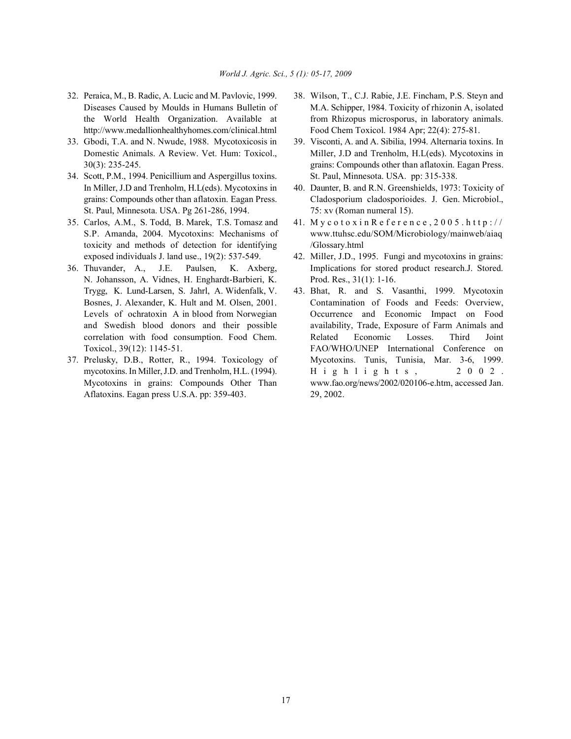32. Peraica, M., B. Radic, A. Lucic and M. Pavlovic, 1999. Diseases Caused by Moulds in Humans Bulletin of the World Health Organization. Available at http://www.medallionhealthyhomes.com/clinical.html
33. Gbodi, T.A. and N. Nwude, 1988. Mycotoxicosis in Domestic Animals. A Review. Vet. Hum: Toxicol., 30(3): 235-245.
34. Scott, P.M., 1994. Penicillium and Aspergillus toxins. In Miller, J.D and Trenholm, H.L(eds). Mycotoxins in grains: Compounds other than aflatoxin. Eagan Press. St. Paul, Minnesota. USA. Pg 261-286, 1994.
35. Carlos, A.M., S. Todd, B. Marek, T.S. Tomasz and S.P. Amanda, 2004. Mycotoxins: Mechanisms of toxicity and methods of detection for identifying exposed individuals J. land use., 19(2): 537-549.
36. Thuvander, A., J.E. Paulsen, K. Axberg, N. Johansson, A. Vidnes, H. Enghardt-Barbieri, K. Trygg, K. Lund-Larsen, S. Jahrl, A. Widenfalk, V. Bosnes, J. Alexander, K. Hult and M. Olsen, 2001. Levels of ochratoxin A in blood from Norwegian and Swedish blood donors and their possible correlation with food consumption. Food Chem. Toxicol., 39(12): 1145-51.
37. Prelusky, D.B., Rotter, R., 1994. Toxicology of mycotoxins. In Miller, J.D. and Trenholm, H.L. (1994). Mycotoxins in grains: Compounds Other Than Aflatoxins. Eagan press U.S.A. pp: 359-403.
38. Wilson, T., C.J. Rabie, J.E. Fincham, P.S. Steyn and M.A. Schipper, 1984. Toxicity of rhizonin A, isolated from Rhizopus microsporus, in laboratory animals. Food Chem Toxicol. 1984 Apr; 22(4): 275-81.
39. Visconti, A. and A. Sibilia, 1994. Alternaria toxins. In Miller, J.D and Trenholm, H.L(eds). Mycotoxins in grains: Compounds other than aflatoxin. Eagan Press. St. Paul, Minnesota. USA. pp: 315-338.
40. Daunter, B. and R.N. Greenshields, 1973: Toxicity of Cladosporium cladosporioides. J. Gen. Microbiol., 75: xv (Roman numeral 15).
41. Mycotoxin Reference, 2005. http://www.ttuhsc.edu/SOM/Microbiology/mainweb/aiaq/Glossary.html
42. Miller, J.D., 1995. Fungi and mycotoxins in grains: Implications for stored product research.J. Stored. Prod. Res., 31(1): 1-16.
43. Bhat, R. and S. Vasanthi, 1999. Mycotoxin Contamination of Foods and Feeds: Overview, Occurrence and Economic Impact on Food availability, Trade, Exposure of Farm Animals and Related Economic Losses. Third Joint FAO/WHO/UNEP International Conference on Mycotoxins. Tunis, Tunisia, Mar. 3-6, 1999. Highlights, 2002. www.fao.org/news/2002/020106-e.htm, accessed Jan. 29, 2002.